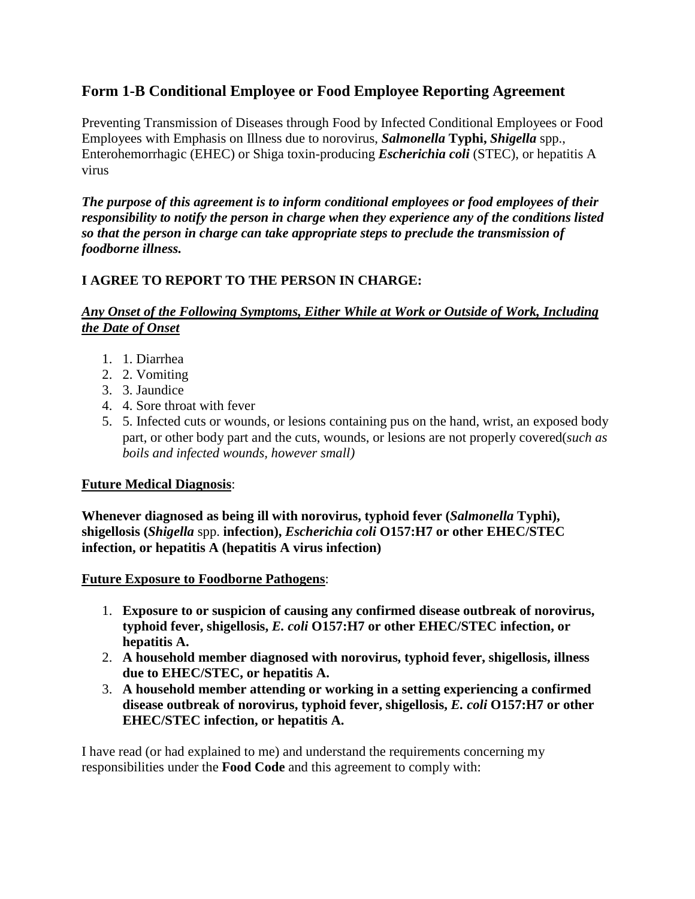## Form 1-B Conditional Employee or Food Employee Reporting Agreement

Preventing Transmission of Diseases through Food by Infected Conditional Employees or Food Employees with Emphasis on Illness due to norovirus, ***Salmonella*** **Typhi,** ***Shigella*** spp., Enterohemorrhagic (EHEC) or Shiga toxin-producing ***Escherichia coli*** (STEC), or hepatitis A virus

***The purpose of this agreement is to inform conditional employees or food employees of their responsibility to notify the person in charge when they experience any of the conditions listed so that the person in charge can take appropriate steps to preclude the transmission of foodborne illness.***

**I AGREE TO REPORT TO THE PERSON IN CHARGE:**

***Any Onset of the Following Symptoms, Either While at Work or Outside of Work, Including the Date of Onset***

1. 1. Diarrhea
2. 2. Vomiting
3. 3. Jaundice
4. 4. Sore throat with fever
5. 5. Infected cuts or wounds, or lesions containing pus on the hand, wrist, an exposed body part, or other body part and the cuts, wounds, or lesions are not properly covered(*such as boils and infected wounds, however small)*

**Future Medical Diagnosis**:

**Whenever diagnosed as being ill with norovirus, typhoid fever (*Salmonella* Typhi), shigellosis (*Shigella* spp. infection), *Escherichia coli* O157:H7 or other EHEC/STEC infection, or hepatitis A (hepatitis A virus infection)**

**Future Exposure to Foodborne Pathogens**:

1. **Exposure to or suspicion of causing any confirmed disease outbreak of norovirus, typhoid fever, shigellosis, *E. coli* O157:H7 or other EHEC/STEC infection, or hepatitis A.**
2. **A household member diagnosed with norovirus, typhoid fever, shigellosis, illness due to EHEC/STEC, or hepatitis A.**
3. **A household member attending or working in a setting experiencing a confirmed disease outbreak of norovirus, typhoid fever, shigellosis, *E. coli* O157:H7 or other EHEC/STEC infection, or hepatitis A.**

I have read (or had explained to me) and understand the requirements concerning my responsibilities under the **Food Code** and this agreement to comply with: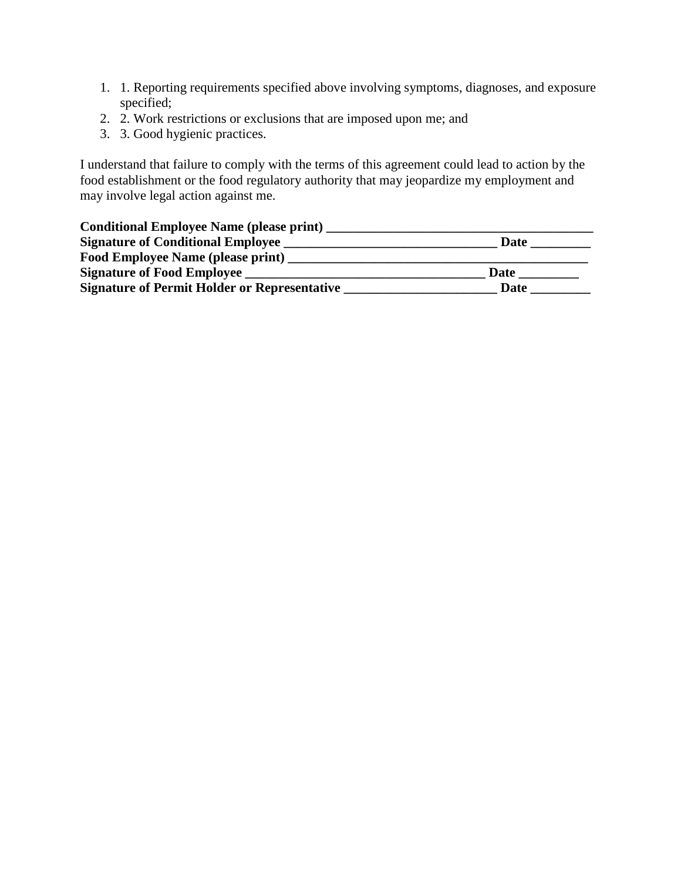1. 1. Reporting requirements specified above involving symptoms, diagnoses, and exposure specified;
2. 2. Work restrictions or exclusions that are imposed upon me; and
3. 3. Good hygienic practices.

I understand that failure to comply with the terms of this agreement could lead to action by the food establishment or the food regulatory authority that may jeopardize my employment and may involve legal action against me.

**Conditional Employee Name (please print) _________________________________________**
**Signature of Conditional Employee ________________________________ Date _________**
**Food Employee Name (please print) _____________________________________________**
**Signature of Food Employee ____________________________________ Date _________**
**Signature of Permit Holder or Representative _______________________ Date _________**